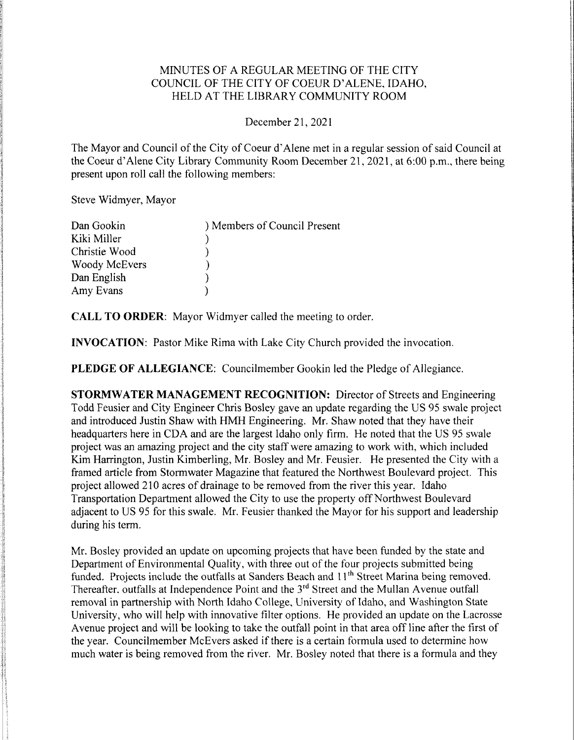# MINUTES OF A REGULAR MEETING OF THE CITY COUNCIL OF THE CITY OF COEUR D'ALENE, IDAHO, HELD AT THE LIBRARY COMMUNITY ROOM

December 21, 2021

The Mayor and Council of the City of Coeur d'Alene met in a regular session of said Council at the Coeur d'Alene City Library Community Room December 21, 2021, at 6:00 p.m., there being present upon roll call the following members:

Steve Widmyer, Mayor

| | |
|---|---|
| Dan Gookin | ) Members of Council Present |
| Kiki Miller | ) |
| Christie Wood | ) |
| Woody McEvers | ) |
| Dan English | ) |
| Amy Evans | ) |

**CALL TO ORDER**: Mayor Widmyer called the meeting to order.

**INVOCATION**: Pastor Mike Rima with Lake City Church provided the invocation.

**PLEDGE OF ALLEGIANCE**: Councilmember Gookin led the Pledge of Allegiance.

**STORMWATER MANAGEMENT RECOGNITION:** Director of Streets and Engineering Todd Feusier and City Engineer Chris Bosley gave an update regarding the US 95 swale project and introduced Justin Shaw with HMH Engineering. Mr. Shaw noted that they have their headquarters here in CDA and are the largest Idaho only firm. He noted that the US 95 swale project was an amazing project and the city staff were amazing to work with, which included Kim Harrington, Justin Kimberling, Mr. Bosley and Mr. Feusier. He presented the City with a framed article from Stormwater Magazine that featured the Northwest Boulevard project. This project allowed 210 acres of drainage to be removed from the river this year. Idaho Transportation Department allowed the City to use the property off Northwest Boulevard adjacent to US 95 for this swale. Mr. Feusier thanked the Mayor for his support and leadership during his term.

Mr. Bosley provided an update on upcoming projects that have been funded by the state and Department of Environmental Quality, with three out of the four projects submitted being funded. Projects include the outfalls at Sanders Beach and 11th Street Marina being removed. Thereafter, outfalls at Independence Point and the 3rd Street and the Mullan Avenue outfall removal in partnership with North Idaho College, University of Idaho, and Washington State University, who will help with innovative filter options. He provided an update on the Lacrosse Avenue project and will be looking to take the outfall point in that area off line after the first of the year. Councilmember McEvers asked if there is a certain formula used to determine how much water is being removed from the river. Mr. Bosley noted that there is a formula and they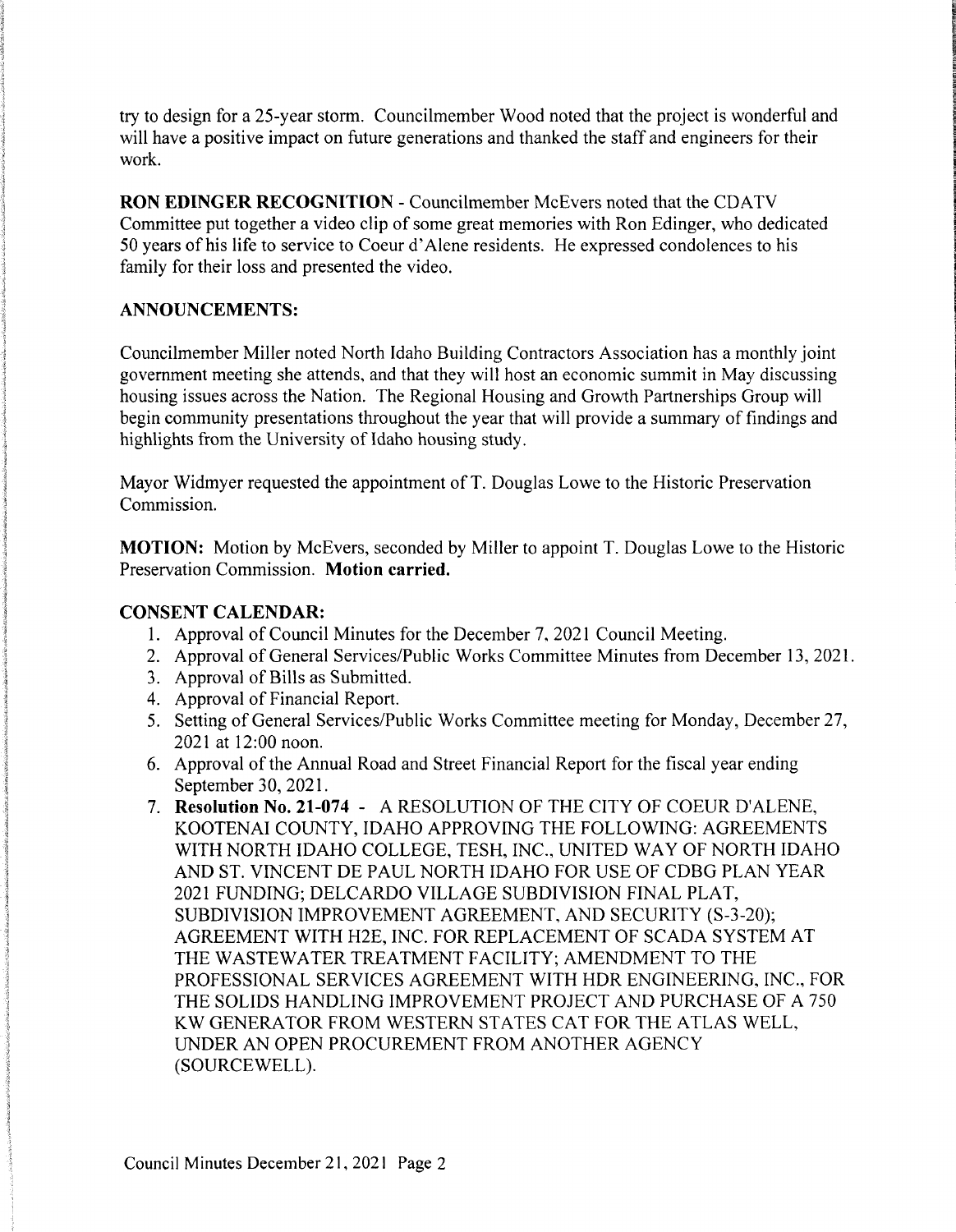try to design for a 25-year storm. Councilmember Wood noted that the project is wonderful and will have a positive impact on future generations and thanked the staff and engineers for their work.

**RON EDINGER RECOGNITION** - Councilmember McEvers noted that the CDATV Committee put together a video clip of some great memories with Ron Edinger, who dedicated 50 years of his life to service to Coeur d'Alene residents. He expressed condolences to his family for their loss and presented the video.

**ANNOUNCEMENTS:**

Councilmember Miller noted North Idaho Building Contractors Association has a monthly joint government meeting she attends, and that they will host an economic summit in May discussing housing issues across the Nation. The Regional Housing and Growth Partnerships Group will begin community presentations throughout the year that will provide a summary of findings and highlights from the University of Idaho housing study.

Mayor Widmyer requested the appointment of T. Douglas Lowe to the Historic Preservation Commission.

**MOTION:** Motion by McEvers, seconded by Miller to appoint T. Douglas Lowe to the Historic Preservation Commission. **Motion carried.**

**CONSENT CALENDAR:**

1. Approval of Council Minutes for the December 7, 2021 Council Meeting.
2. Approval of General Services/Public Works Committee Minutes from December 13, 2021.
3. Approval of Bills as Submitted.
4. Approval of Financial Report.
5. Setting of General Services/Public Works Committee meeting for Monday, December 27, 2021 at 12:00 noon.
6. Approval of the Annual Road and Street Financial Report for the fiscal year ending September 30, 2021.
7. **Resolution No. 21-074** - A RESOLUTION OF THE CITY OF COEUR D'ALENE, KOOTENAI COUNTY, IDAHO APPROVING THE FOLLOWING: AGREEMENTS WITH NORTH IDAHO COLLEGE, TESH, INC., UNITED WAY OF NORTH IDAHO AND ST. VINCENT DE PAUL NORTH IDAHO FOR USE OF CDBG PLAN YEAR 2021 FUNDING; DELCARDO VILLAGE SUBDIVISION FINAL PLAT, SUBDIVISION IMPROVEMENT AGREEMENT, AND SECURITY (S-3-20); AGREEMENT WITH H2E, INC. FOR REPLACEMENT OF SCADA SYSTEM AT THE WASTEWATER TREATMENT FACILITY; AMENDMENT TO THE PROFESSIONAL SERVICES AGREEMENT WITH HDR ENGINEERING, INC., FOR THE SOLIDS HANDLING IMPROVEMENT PROJECT AND PURCHASE OF A 750 KW GENERATOR FROM WESTERN STATES CAT FOR THE ATLAS WELL, UNDER AN OPEN PROCUREMENT FROM ANOTHER AGENCY (SOURCEWELL).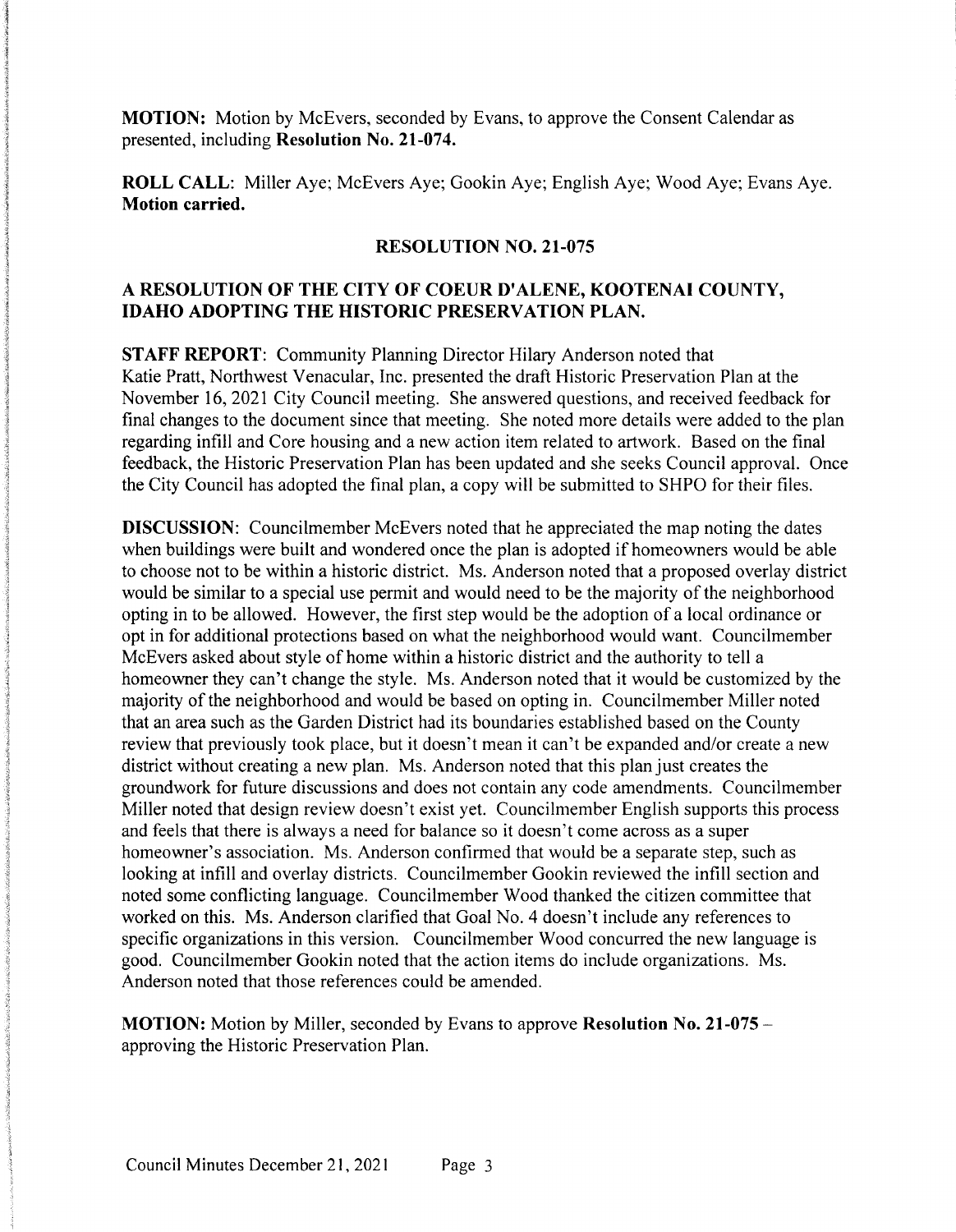**MOTION:** Motion by McEvers, seconded by Evans, to approve the Consent Calendar as presented, including **Resolution No. 21-074.**

**ROLL CALL:** Miller Aye; McEvers Aye; Gookin Aye; English Aye; Wood Aye; Evans Aye. **Motion carried.**

## RESOLUTION NO. 21-075

## A RESOLUTION OF THE CITY OF COEUR D'ALENE, KOOTENAI COUNTY, IDAHO ADOPTING THE HISTORIC PRESERVATION PLAN.

**STAFF REPORT:** Community Planning Director Hilary Anderson noted that Katie Pratt, Northwest Venacular, Inc. presented the draft Historic Preservation Plan at the November 16, 2021 City Council meeting. She answered questions, and received feedback for final changes to the document since that meeting. She noted more details were added to the plan regarding infill and Core housing and a new action item related to artwork. Based on the final feedback, the Historic Preservation Plan has been updated and she seeks Council approval. Once the City Council has adopted the final plan, a copy will be submitted to SHPO for their files.

**DISCUSSION:** Councilmember McEvers noted that he appreciated the map noting the dates when buildings were built and wondered once the plan is adopted if homeowners would be able to choose not to be within a historic district. Ms. Anderson noted that a proposed overlay district would be similar to a special use permit and would need to be the majority of the neighborhood opting in to be allowed. However, the first step would be the adoption of a local ordinance or opt in for additional protections based on what the neighborhood would want. Councilmember McEvers asked about style of home within a historic district and the authority to tell a homeowner they can't change the style. Ms. Anderson noted that it would be customized by the majority of the neighborhood and would be based on opting in. Councilmember Miller noted that an area such as the Garden District had its boundaries established based on the County review that previously took place, but it doesn't mean it can't be expanded and/or create a new district without creating a new plan. Ms. Anderson noted that this plan just creates the groundwork for future discussions and does not contain any code amendments. Councilmember Miller noted that design review doesn't exist yet. Councilmember English supports this process and feels that there is always a need for balance so it doesn't come across as a super homeowner's association. Ms. Anderson confirmed that would be a separate step, such as looking at infill and overlay districts. Councilmember Gookin reviewed the infill section and noted some conflicting language. Councilmember Wood thanked the citizen committee that worked on this. Ms. Anderson clarified that Goal No. 4 doesn't include any references to specific organizations in this version. Councilmember Wood concurred the new language is good. Councilmember Gookin noted that the action items do include organizations. Ms. Anderson noted that those references could be amended.

**MOTION:** Motion by Miller, seconded by Evans to approve **Resolution No. 21-075** – approving the Historic Preservation Plan.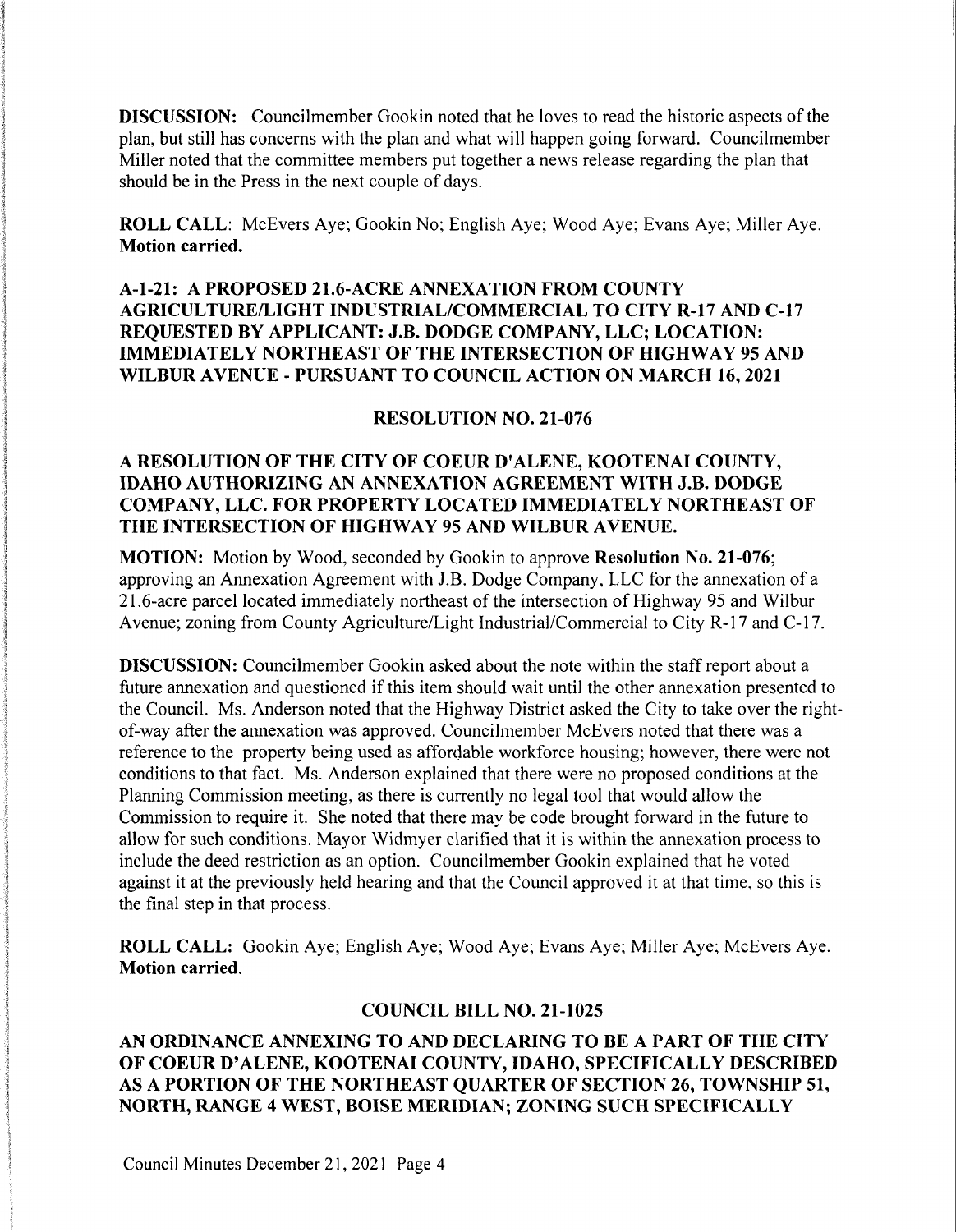**DISCUSSION:** Councilmember Gookin noted that he loves to read the historic aspects of the plan, but still has concerns with the plan and what will happen going forward. Councilmember Miller noted that the committee members put together a news release regarding the plan that should be in the Press in the next couple of days.

**ROLL CALL**: McEvers Aye; Gookin No; English Aye; Wood Aye; Evans Aye; Miller Aye. **Motion carried.**

**A-1-21: A PROPOSED 21.6-ACRE ANNEXATION FROM COUNTY AGRICULTURE/LIGHT INDUSTRIAL/COMMERCIAL TO CITY R-17 AND C-17 REQUESTED BY APPLICANT: J.B. DODGE COMPANY, LLC; LOCATION: IMMEDIATELY NORTHEAST OF THE INTERSECTION OF HIGHWAY 95 AND WILBUR AVENUE - PURSUANT TO COUNCIL ACTION ON MARCH 16, 2021**

**RESOLUTION NO. 21-076**

**A RESOLUTION OF THE CITY OF COEUR D'ALENE, KOOTENAI COUNTY, IDAHO AUTHORIZING AN ANNEXATION AGREEMENT WITH J.B. DODGE COMPANY, LLC. FOR PROPERTY LOCATED IMMEDIATELY NORTHEAST OF THE INTERSECTION OF HIGHWAY 95 AND WILBUR AVENUE.**

**MOTION:** Motion by Wood, seconded by Gookin to approve **Resolution No. 21-076**; approving an Annexation Agreement with J.B. Dodge Company, LLC for the annexation of a 21.6-acre parcel located immediately northeast of the intersection of Highway 95 and Wilbur Avenue; zoning from County Agriculture/Light Industrial/Commercial to City R-17 and C-17.

**DISCUSSION:** Councilmember Gookin asked about the note within the staff report about a future annexation and questioned if this item should wait until the other annexation presented to the Council. Ms. Anderson noted that the Highway District asked the City to take over the right-of-way after the annexation was approved. Councilmember McEvers noted that there was a reference to the property being used as affordable workforce housing; however, there were not conditions to that fact. Ms. Anderson explained that there were no proposed conditions at the Planning Commission meeting, as there is currently no legal tool that would allow the Commission to require it. She noted that there may be code brought forward in the future to allow for such conditions. Mayor Widmyer clarified that it is within the annexation process to include the deed restriction as an option. Councilmember Gookin explained that he voted against it at the previously held hearing and that the Council approved it at that time, so this is the final step in that process.

**ROLL CALL:** Gookin Aye; English Aye; Wood Aye; Evans Aye; Miller Aye; McEvers Aye. **Motion carried.**

**COUNCIL BILL NO. 21-1025**

**AN ORDINANCE ANNEXING TO AND DECLARING TO BE A PART OF THE CITY OF COEUR D'ALENE, KOOTENAI COUNTY, IDAHO, SPECIFICALLY DESCRIBED AS A PORTION OF THE NORTHEAST QUARTER OF SECTION 26, TOWNSHIP 51, NORTH, RANGE 4 WEST, BOISE MERIDIAN; ZONING SUCH SPECIFICALLY**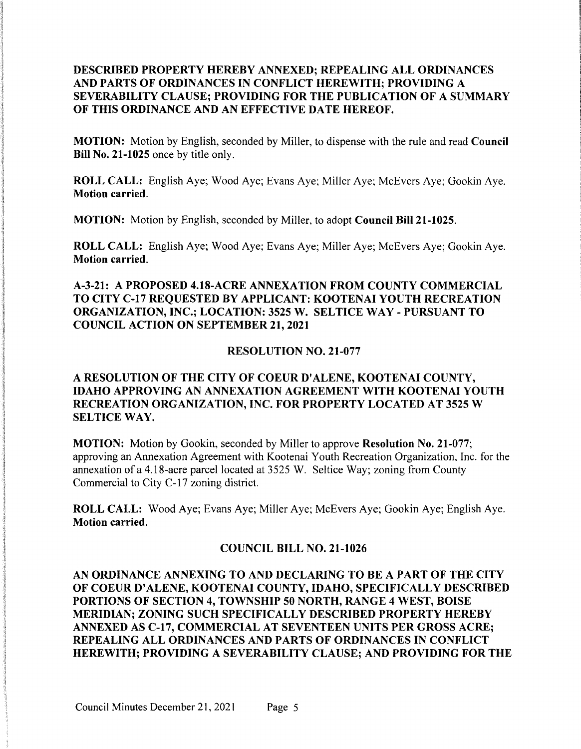**DESCRIBED PROPERTY HEREBY ANNEXED; REPEALING ALL ORDINANCES AND PARTS OF ORDINANCES IN CONFLICT HEREWITH; PROVIDING A SEVERABILITY CLAUSE; PROVIDING FOR THE PUBLICATION OF A SUMMARY OF THIS ORDINANCE AND AN EFFECTIVE DATE HEREOF.**

**MOTION:** Motion by English, seconded by Miller, to dispense with the rule and read **Council Bill No. 21-1025** once by title only.

**ROLL CALL:** English Aye; Wood Aye; Evans Aye; Miller Aye; McEvers Aye; Gookin Aye. **Motion carried.**

**MOTION:** Motion by English, seconded by Miller, to adopt **Council Bill 21-1025.**

**ROLL CALL:** English Aye; Wood Aye; Evans Aye; Miller Aye; McEvers Aye; Gookin Aye. **Motion carried.**

**A-3-21: A PROPOSED 4.18-ACRE ANNEXATION FROM COUNTY COMMERCIAL TO CITY C-17 REQUESTED BY APPLICANT: KOOTENAI YOUTH RECREATION ORGANIZATION, INC.; LOCATION: 3525 W. SELTICE WAY - PURSUANT TO COUNCIL ACTION ON SEPTEMBER 21, 2021**

**RESOLUTION NO. 21-077**

**A RESOLUTION OF THE CITY OF COEUR D'ALENE, KOOTENAI COUNTY, IDAHO APPROVING AN ANNEXATION AGREEMENT WITH KOOTENAI YOUTH RECREATION ORGANIZATION, INC. FOR PROPERTY LOCATED AT 3525 W SELTICE WAY.**

**MOTION:** Motion by Gookin, seconded by Miller to approve **Resolution No. 21-077**; approving an Annexation Agreement with Kootenai Youth Recreation Organization, Inc. for the annexation of a 4.18-acre parcel located at 3525 W. Seltice Way; zoning from County Commercial to City C-17 zoning district.

**ROLL CALL:** Wood Aye; Evans Aye; Miller Aye; McEvers Aye; Gookin Aye; English Aye. **Motion carried.**

**COUNCIL BILL NO. 21-1026**

**AN ORDINANCE ANNEXING TO AND DECLARING TO BE A PART OF THE CITY OF COEUR D'ALENE, KOOTENAI COUNTY, IDAHO, SPECIFICALLY DESCRIBED PORTIONS OF SECTION 4, TOWNSHIP 50 NORTH, RANGE 4 WEST, BOISE MERIDIAN; ZONING SUCH SPECIFICALLY DESCRIBED PROPERTY HEREBY ANNEXED AS C-17, COMMERCIAL AT SEVENTEEN UNITS PER GROSS ACRE; REPEALING ALL ORDINANCES AND PARTS OF ORDINANCES IN CONFLICT HEREWITH; PROVIDING A SEVERABILITY CLAUSE; AND PROVIDING FOR THE**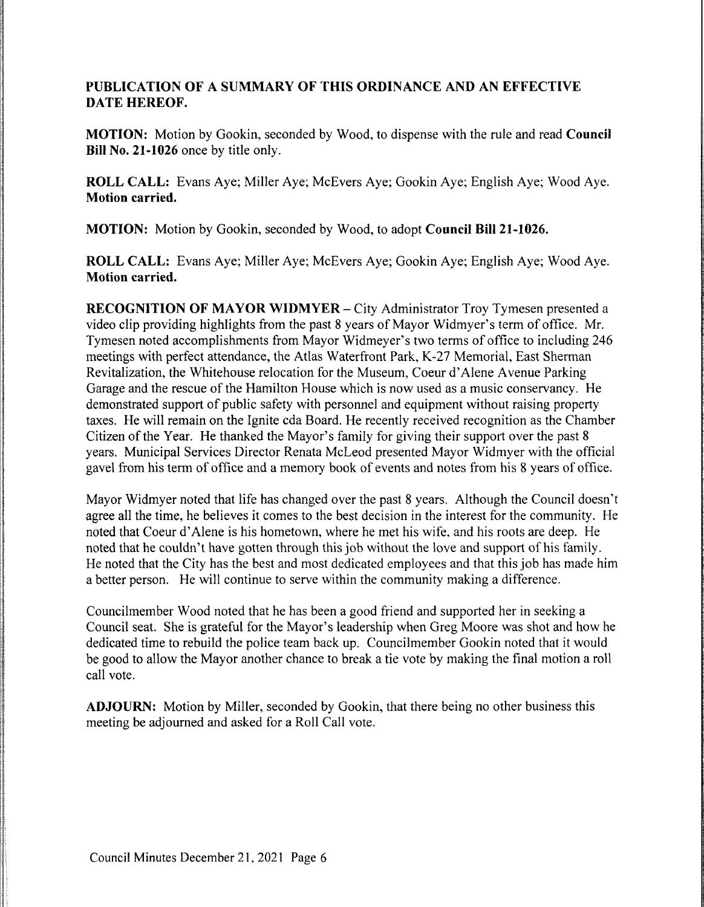**PUBLICATION OF A SUMMARY OF THIS ORDINANCE AND AN EFFECTIVE DATE HEREOF.**

**MOTION:** Motion by Gookin, seconded by Wood, to dispense with the rule and read **Council Bill No. 21-1026** once by title only.

**ROLL CALL:** Evans Aye; Miller Aye; McEvers Aye; Gookin Aye; English Aye; Wood Aye. **Motion carried.**

**MOTION:** Motion by Gookin, seconded by Wood, to adopt **Council Bill 21-1026.**

**ROLL CALL:** Evans Aye; Miller Aye; McEvers Aye; Gookin Aye; English Aye; Wood Aye. **Motion carried.**

**RECOGNITION OF MAYOR WIDMYER** – City Administrator Troy Tymesen presented a video clip providing highlights from the past 8 years of Mayor Widmyer's term of office. Mr. Tymesen noted accomplishments from Mayor Widmeyer's two terms of office to including 246 meetings with perfect attendance, the Atlas Waterfront Park, K-27 Memorial, East Sherman Revitalization, the Whitehouse relocation for the Museum, Coeur d'Alene Avenue Parking Garage and the rescue of the Hamilton House which is now used as a music conservancy. He demonstrated support of public safety with personnel and equipment without raising property taxes. He will remain on the Ignite cda Board. He recently received recognition as the Chamber Citizen of the Year. He thanked the Mayor's family for giving their support over the past 8 years. Municipal Services Director Renata McLeod presented Mayor Widmyer with the official gavel from his term of office and a memory book of events and notes from his 8 years of office.

Mayor Widmyer noted that life has changed over the past 8 years. Although the Council doesn't agree all the time, he believes it comes to the best decision in the interest for the community. He noted that Coeur d'Alene is his hometown, where he met his wife, and his roots are deep. He noted that he couldn't have gotten through this job without the love and support of his family. He noted that the City has the best and most dedicated employees and that this job has made him a better person. He will continue to serve within the community making a difference.

Councilmember Wood noted that he has been a good friend and supported her in seeking a Council seat. She is grateful for the Mayor's leadership when Greg Moore was shot and how he dedicated time to rebuild the police team back up. Councilmember Gookin noted that it would be good to allow the Mayor another chance to break a tie vote by making the final motion a roll call vote.

**ADJOURN:** Motion by Miller, seconded by Gookin, that there being no other business this meeting be adjourned and asked for a Roll Call vote.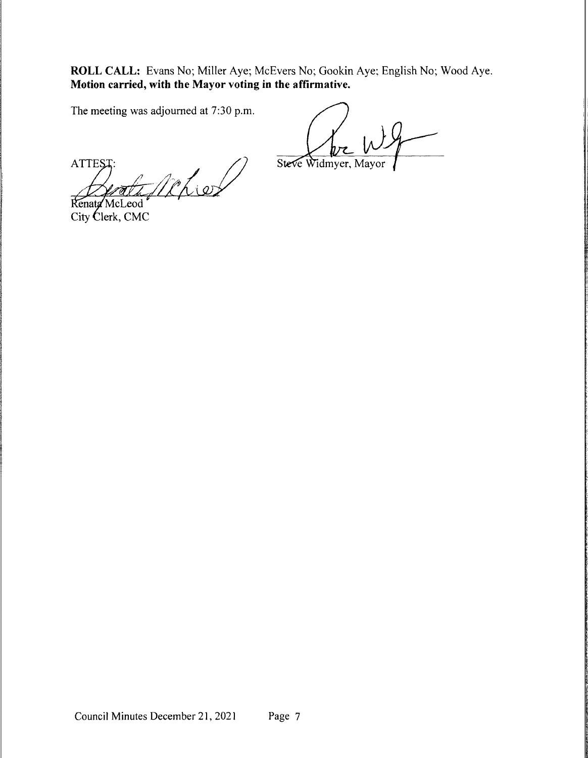**ROLL CALL:** Evans No; Miller Aye; McEvers No; Gookin Aye; English No; Wood Aye.
**Motion carried, with the Mayor voting in the affirmative.**

The meeting was adjourned at 7:30 p.m.

Steve Widmyer, Mayor

ATTEST:

Renata McLeod
City Clerk, CMC

Council Minutes December 21, 2021